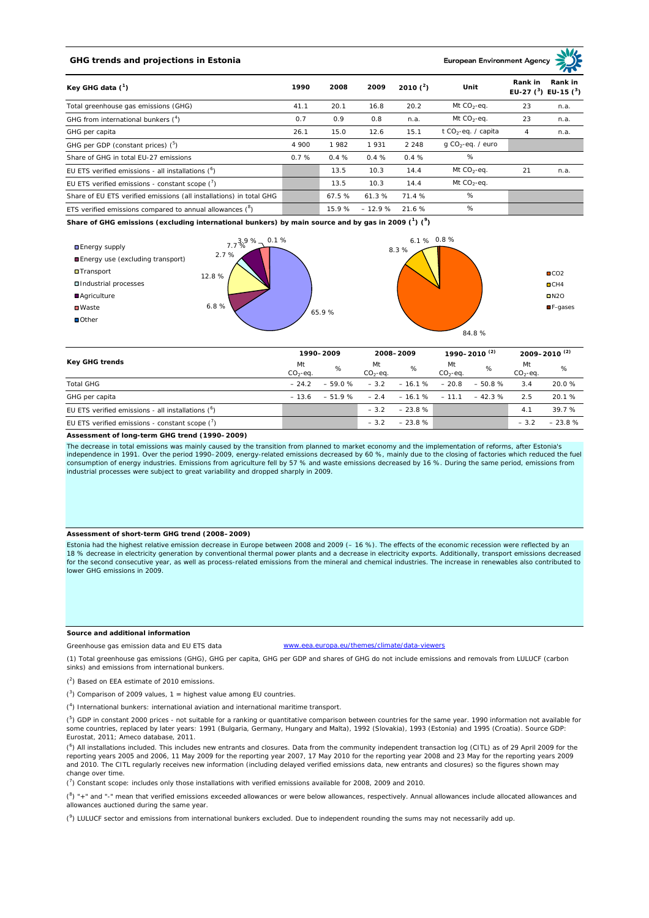## GHG trends and projections in Estonia

European Environment Agency

| Key GHG data [1] | 1990 | 2008 | 2009 | 2010 [2] | Unit | Rank in EU-27 [3] | Rank in EU-15 [3] |
|---|---|---|---|---|---|---|---|
| Total greenhouse gas emissions (GHG) | 41.1 | 20.1 | 16.8 | 20.2 | Mt $CO_2$-eq. | 23 | n.a. |
| GHG from international bunkers [4] | 0.7 | 0.9 | 0.8 | n.a. | Mt $CO_2$-eq. | 23 | n.a. |
| GHG per capita | 26.1 | 15.0 | 12.6 | 15.1 | t $CO_2$-eq. / capita | 4 | n.a. |
| GHG per GDP (constant prices) [5] | 4 900 | 1 982 | 1 931 | 2 248 | g $CO_2$-eq. / euro | | |
| Share of GHG in total EU-27 emissions | 0.7 % | 0.4 % | 0.4 % | 0.4 % | % | | |
| EU ETS verified emissions - all installations [6] | | 13.5 | 10.3 | 14.4 | Mt $CO_2$-eq. | 21 | n.a. |
| EU ETS verified emissions - constant scope [7] | | 13.5 | 10.3 | 14.4 | Mt $CO_2$-eq. | | |
| Share of EU ETS verified emissions (all installations) in total GHG | | 67.5 % | 61.3 % | 71.4 % | % | | |
| ETS verified emissions compared to annual allowances [8] | | 15.9 % | – 12.9 % | 21.6 % | % | | |

**Share of GHG emissions (excluding international bunkers) by main source and by gas in 2009 [1] [9]**

By main source: Energy supply 65.9 %; Energy use (excluding transport) 6.8 %; Transport 12.8 %; Industrial processes 2.7 %; Agriculture 7.7 %; Waste 3.9 %; Other 0.1 %

By gas: $CO_2$ 84.8 %; $CH_4$ 8.3 %; $N_2O$ 6.1 %; F-gases 0.8 %

| Key GHG trends | 1990–2009 | | 2008–2009 | | 1990–2010 [2] | | 2009–2010 [2] | |
|---|---|---|---|---|---|---|---|---|
| | Mt $CO_2$-eq. | % | Mt $CO_2$-eq. | % | Mt $CO_2$-eq. | % | Mt $CO_2$-eq. | % |
| Total GHG | – 24.2 | – 59.0 % | – 3.2 | – 16.1 % | – 20.8 | – 50.8 % | 3.4 | 20.0 % |
| GHG per capita | – 13.6 | – 51.9 % | – 2.4 | – 16.1 % | – 11.1 | – 42.3 % | 2.5 | 20.1 % |
| EU ETS verified emissions - all installations [6] | | | – 3.2 | – 23.8 % | | | 4.1 | 39.7 % |
| EU ETS verified emissions - constant scope [7] | | | – 3.2 | – 23.8 % | | | – 3.2 | – 23.8 % |

**Assessment of long-term GHG trend (1990–2009)**

The decrease in total emissions was mainly caused by the transition from planned to market economy and the implementation of reforms, after Estonia's independence in 1991. Over the period 1990–2009, energy-related emissions decreased by 60 %, mainly due to the closing of factories which reduced the fuel consumption of energy industries. Emissions from agriculture fell by 57 % and waste emissions decreased by 16 %. During the same period, emissions from industrial processes were subject to great variability and dropped sharply in 2009.

**Assessment of short-term GHG trend (2008–2009)**

Estonia had the highest relative emission decrease in Europe between 2008 and 2009 (– 16 %). The effects of the economic recession were reflected by an 18 % decrease in electricity generation by conventional thermal power plants and a decrease in electricity exports. Additionally, transport emissions decreased for the second consecutive year, as well as process-related emissions from the mineral and chemical industries. The increase in renewables also contributed to lower GHG emissions in 2009.

**Source and additional information**

Greenhouse gas emission data and EU ETS data www.eea.europa.eu/themes/climate/data-viewers

(1) Total greenhouse gas emissions (GHG), GHG per capita, GHG per GDP and shares of GHG do not include emissions and removals from LULUCF (carbon sinks) and emissions from international bunkers.

(2) Based on EEA estimate of 2010 emissions.

(3) Comparison of 2009 values, 1 = highest value among EU countries.

(4) International bunkers: international aviation and international maritime transport.

(5) GDP in constant 2000 prices - not suitable for a ranking or quantitative comparison between countries for the same year. 1990 information not available for some countries, replaced by later years: 1991 (Bulgaria, Germany, Hungary and Malta), 1992 (Slovakia), 1993 (Estonia) and 1995 (Croatia). Source GDP: Eurostat, 2011; Ameco database, 2011.

(6) All installations included. This includes new entrants and closures. Data from the community independent transaction log (CITL) as of 29 April 2009 for the reporting years 2005 and 2006, 11 May 2009 for the reporting year 2007, 17 May 2010 for the reporting year 2008 and 23 May for the reporting years 2009 and 2010. The CITL regularly receives new information (including delayed verified emissions data, new entrants and closures) so the figures shown may change over time.

(7) Constant scope: includes only those installations with verified emissions available for 2008, 2009 and 2010.

(8) "+" and "-" mean that verified emissions exceeded allowances or were below allowances, respectively. Annual allowances include allocated allowances and allowances auctioned during the same year.

(9) LULUCF sector and emissions from international bunkers excluded. Due to independent rounding the sums may not necessarily add up.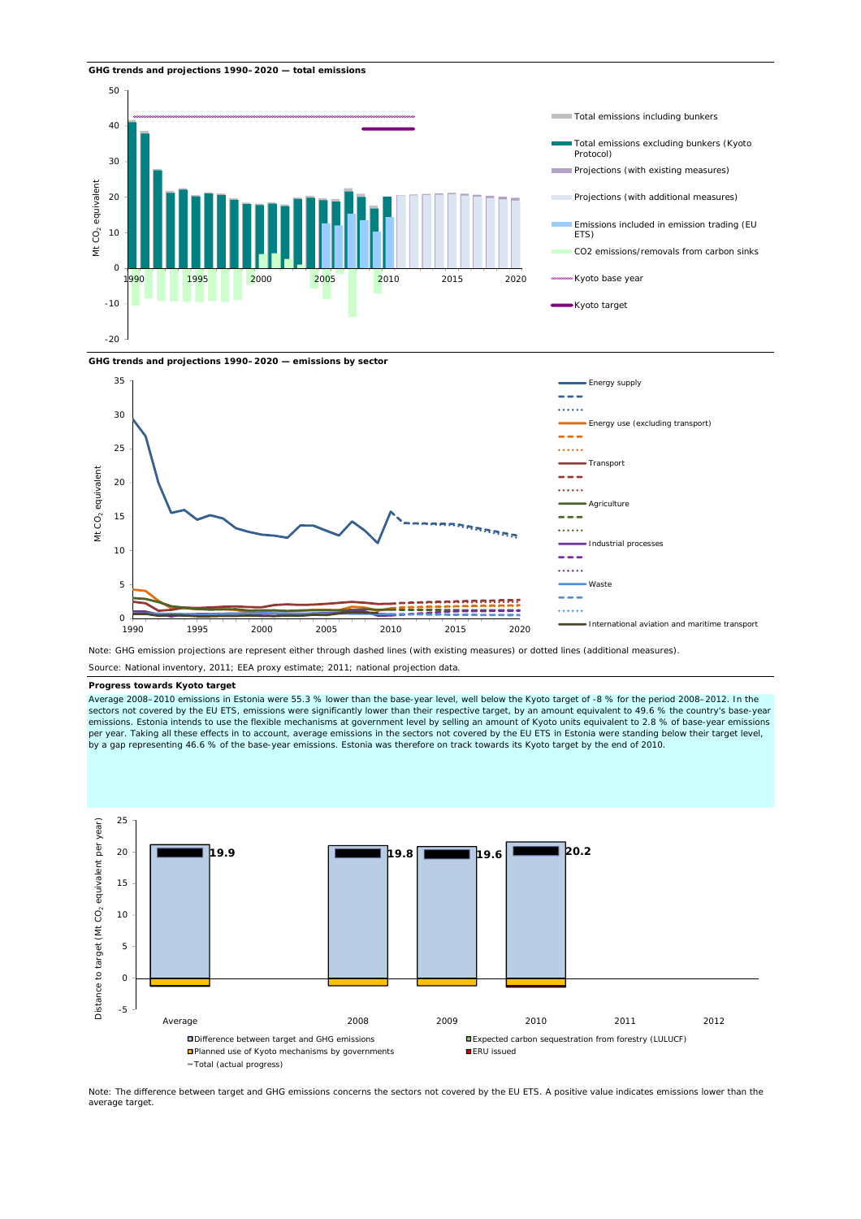**GHG trends and projections 1990–2020 — total emissions**

50
40
30
20
10
0
-10
-20

Mt $CO_2$ equivalent

1990 1995 2000 2005 2010 2015 2020

Total emissions including bunkers

Total emissions excluding bunkers (Kyoto Protocol)

Projections (with existing measures)

Projections (with additional measures)

Emissions included in emission trading (EU ETS)

CO2 emissions/removals from carbon sinks

Kyoto base year

Kyoto target

**GHG trends and projections 1990–2020 — emissions by sector**

35
30
25
20
15
10
5
0

Mt $CO_2$ equivalent

1990 1995 2000 2005 2010 2015 2020

Energy supply

Energy use (excluding transport)

Transport

Agriculture

Industrial processes

Waste

International aviation and maritime transport

Note: GHG emission projections are represent either through dashed lines (with existing measures) or dotted lines (additional measures).

Source: National inventory, 2011; EEA proxy estimate; 2011; national projection data.

**Progress towards Kyoto target**

Average 2008–2010 emissions in Estonia were 55.3 % lower than the base-year level, well below the Kyoto target of -8 % for the period 2008–2012. In the sectors not covered by the EU ETS, emissions were significantly lower than their respective target, by an amount equivalent to 49.6 % the country's base-year emissions. Estonia intends to use the flexible mechanisms at government level by selling an amount of Kyoto units equivalent to 2.8 % of base-year emissions per year. Taking all these effects in to account, average emissions in the sectors not covered by the EU ETS in Estonia were standing below their target level, by a gap representing 46.6 % of the base-year emissions. Estonia was therefore on track towards its Kyoto target by the end of 2010.

25
20
15
10
5
0
-5

Distance to target (Mt $CO_2$ equivalent per year)

19.9
19.8
19.6
20.2

Average 2008 2009 2010 2011 2012

Difference between target and GHG emissions

Expected carbon sequestration from forestry (LULUCF)

Planned use of Kyoto mechanisms by governments

ERU issued

Total (actual progress)

Note: The difference between target and GHG emissions concerns the sectors not covered by the EU ETS. A positive value indicates emissions lower than the average target.